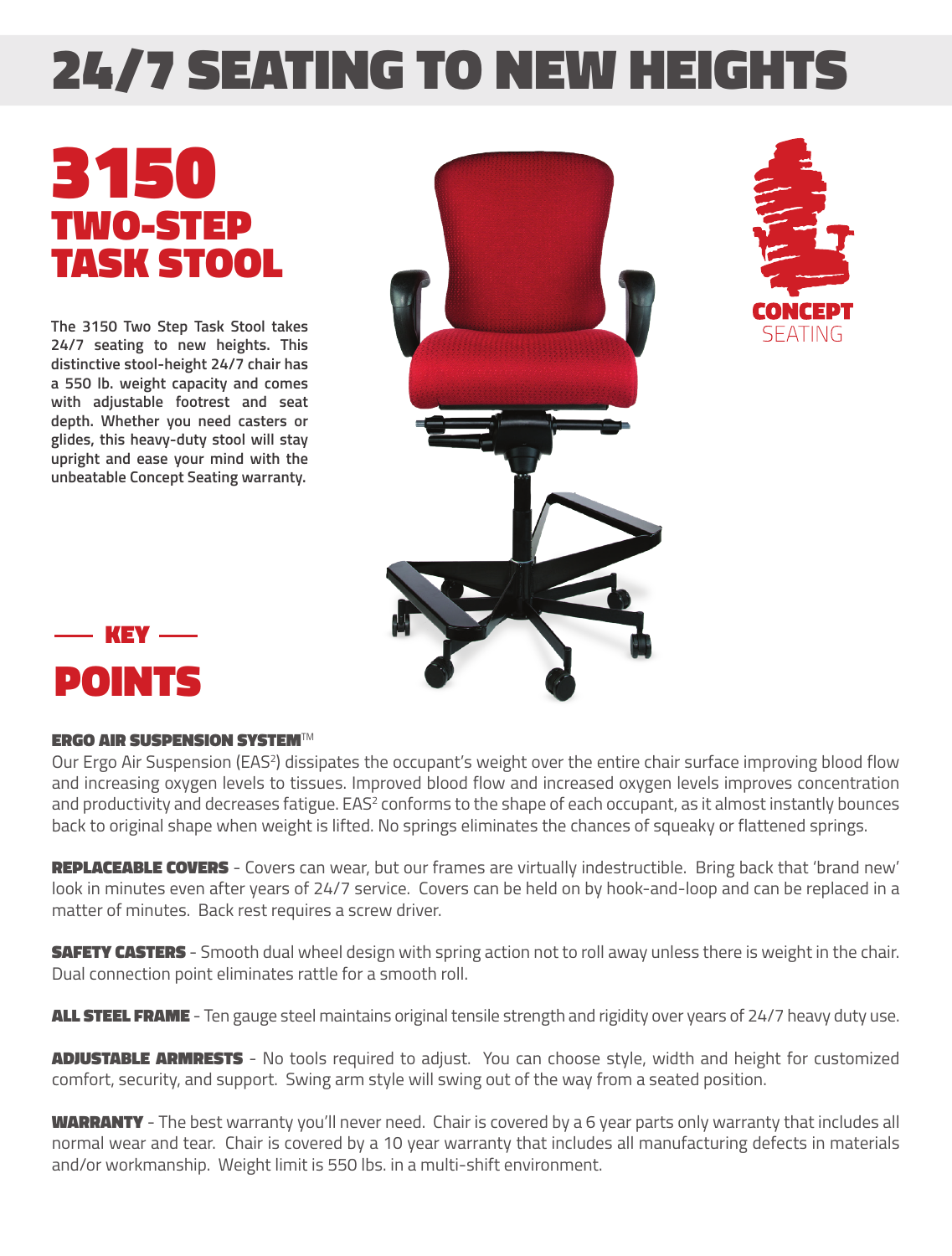# 24/7 SEATING TO NEW HEIGHTS

## 3150 TWO-STEP TASK STOOL

CONCEPT SEATING

**The 3150 Two Step Task Stool takes 24/7 seating to new heights. This distinctive stool-height 24/7 chair has a 550 lb. weight capacity and comes with adjustable footrest and seat depth. Whether you need casters or glides, this heavy-duty stool will stay upright and ease your mind with the unbeatable Concept Seating warranty.**

## — KEY — POINTS

### ERGO AIR SUSPENSION SYSTEM™

Our Ergo Air Suspension (EAS²) dissipates the occupant's weight over the entire chair surface improving blood flow and increasing oxygen levels to tissues. Improved blood flow and increased oxygen levels improves concentration and productivity and decreases fatigue. EAS² conforms to the shape of each occupant, as it almost instantly bounces back to original shape when weight is lifted. No springs eliminates the chances of squeaky or flattened springs.

**REPLACEABLE COVERS** - Covers can wear, but our frames are virtually indestructible. Bring back that 'brand new' look in minutes even after years of 24/7 service. Covers can be held on by hook-and-loop and can be replaced in a matter of minutes. Back rest requires a screw driver.

**SAFETY CASTERS** - Smooth dual wheel design with spring action not to roll away unless there is weight in the chair. Dual connection point eliminates rattle for a smooth roll.

**ALL STEEL FRAME** - Ten gauge steel maintains original tensile strength and rigidity over years of 24/7 heavy duty use.

**ADJUSTABLE ARMRESTS** - No tools required to adjust. You can choose style, width and height for customized comfort, security, and support. Swing arm style will swing out of the way from a seated position.

**WARRANTY** - The best warranty you'll never need. Chair is covered by a 6 year parts only warranty that includes all normal wear and tear. Chair is covered by a 10 year warranty that includes all manufacturing defects in materials and/or workmanship. Weight limit is 550 lbs. in a multi-shift environment.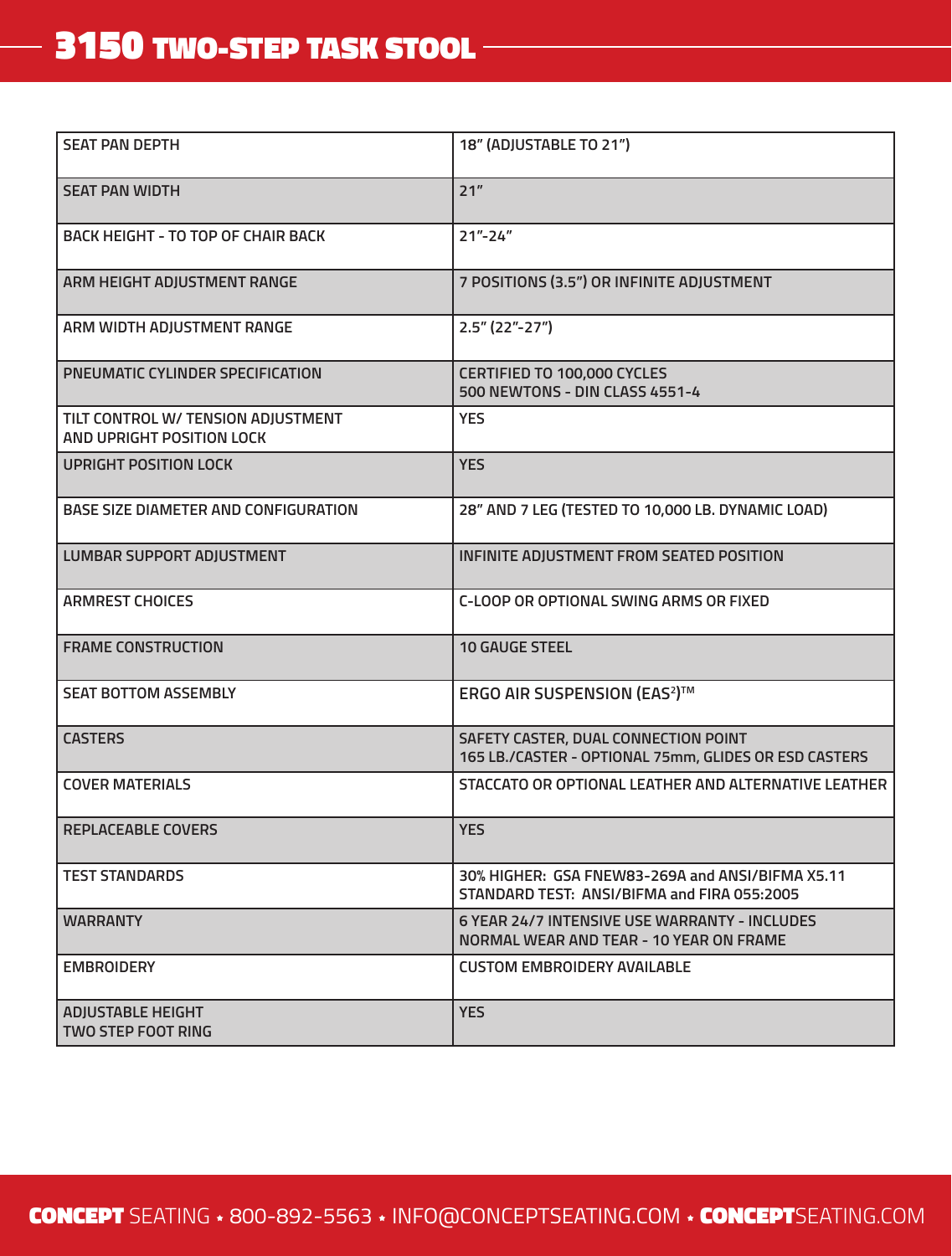# 3150 TWO-STEP TASK STOOL

| | |
|---|---|
| SEAT PAN DEPTH | 18" (ADJUSTABLE TO 21") |
| SEAT PAN WIDTH | 21" |
| BACK HEIGHT - TO TOP OF CHAIR BACK | 21"-24" |
| ARM HEIGHT ADJUSTMENT RANGE | 7 POSITIONS (3.5") OR INFINITE ADJUSTMENT |
| ARM WIDTH ADJUSTMENT RANGE | 2.5" (22"-27") |
| PNEUMATIC CYLINDER SPECIFICATION | CERTIFIED TO 100,000 CYCLES<br>500 NEWTONS - DIN CLASS 4551-4 |
| TILT CONTROL W/ TENSION ADJUSTMENT AND UPRIGHT POSITION LOCK | YES |
| UPRIGHT POSITION LOCK | YES |
| BASE SIZE DIAMETER AND CONFIGURATION | 28" AND 7 LEG (TESTED TO 10,000 LB. DYNAMIC LOAD) |
| LUMBAR SUPPORT ADJUSTMENT | INFINITE ADJUSTMENT FROM SEATED POSITION |
| ARMREST CHOICES | C-LOOP OR OPTIONAL SWING ARMS OR FIXED |
| FRAME CONSTRUCTION | 10 GAUGE STEEL |
| SEAT BOTTOM ASSEMBLY | ERGO AIR SUSPENSION (EAS²)™ |
| CASTERS | SAFETY CASTER, DUAL CONNECTION POINT<br>165 LB./CASTER - OPTIONAL 75mm, GLIDES OR ESD CASTERS |
| COVER MATERIALS | STACCATO OR OPTIONAL LEATHER AND ALTERNATIVE LEATHER |
| REPLACEABLE COVERS | YES |
| TEST STANDARDS | 30% HIGHER: GSA FNEW83-269A and ANSI/BIFMA X5.11<br>STANDARD TEST: ANSI/BIFMA and FIRA 055:2005 |
| WARRANTY | 6 YEAR 24/7 INTENSIVE USE WARRANTY - INCLUDES NORMAL WEAR AND TEAR - 10 YEAR ON FRAME |
| EMBROIDERY | CUSTOM EMBROIDERY AVAILABLE |
| ADJUSTABLE HEIGHT TWO STEP FOOT RING | YES |

**CONCEPT** SEATING • 800-892-5563 • INFO@CONCEPTSEATING.COM • **CONCEPT**SEATING.COM